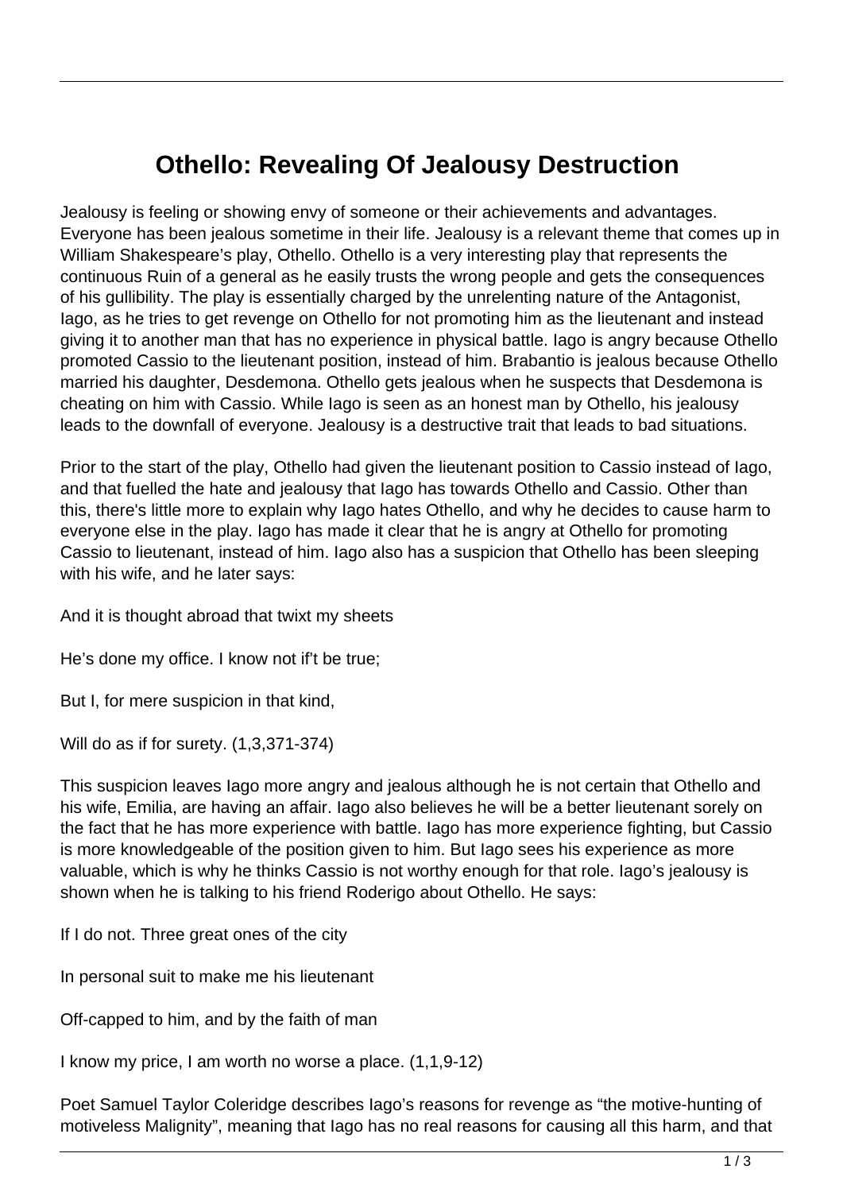# Othello: Revealing Of Jealousy Destruction

Jealousy is feeling or showing envy of someone or their achievements and advantages. Everyone has been jealous sometime in their life. Jealousy is a relevant theme that comes up in William Shakespeare's play, Othello. Othello is a very interesting play that represents the continuous Ruin of a general as he easily trusts the wrong people and gets the consequences of his gullibility. The play is essentially charged by the unrelenting nature of the Antagonist, Iago, as he tries to get revenge on Othello for not promoting him as the lieutenant and instead giving it to another man that has no experience in physical battle. Iago is angry because Othello promoted Cassio to the lieutenant position, instead of him. Brabantio is jealous because Othello married his daughter, Desdemona. Othello gets jealous when he suspects that Desdemona is cheating on him with Cassio. While Iago is seen as an honest man by Othello, his jealousy leads to the downfall of everyone. Jealousy is a destructive trait that leads to bad situations.

Prior to the start of the play, Othello had given the lieutenant position to Cassio instead of Iago, and that fuelled the hate and jealousy that Iago has towards Othello and Cassio. Other than this, there's little more to explain why Iago hates Othello, and why he decides to cause harm to everyone else in the play. Iago has made it clear that he is angry at Othello for promoting Cassio to lieutenant, instead of him. Iago also has a suspicion that Othello has been sleeping with his wife, and he later says:

And it is thought abroad that twixt my sheets

He's done my office. I know not if't be true;

But I, for mere suspicion in that kind,

Will do as if for surety. (1,3,371-374)

This suspicion leaves Iago more angry and jealous although he is not certain that Othello and his wife, Emilia, are having an affair. Iago also believes he will be a better lieutenant sorely on the fact that he has more experience with battle. Iago has more experience fighting, but Cassio is more knowledgeable of the position given to him. But Iago sees his experience as more valuable, which is why he thinks Cassio is not worthy enough for that role. Iago's jealousy is shown when he is talking to his friend Roderigo about Othello. He says:

If I do not. Three great ones of the city

In personal suit to make me his lieutenant

Off-capped to him, and by the faith of man

I know my price, I am worth no worse a place. (1,1,9-12)

Poet Samuel Taylor Coleridge describes Iago's reasons for revenge as "the motive-hunting of motiveless Malignity", meaning that Iago has no real reasons for causing all this harm, and that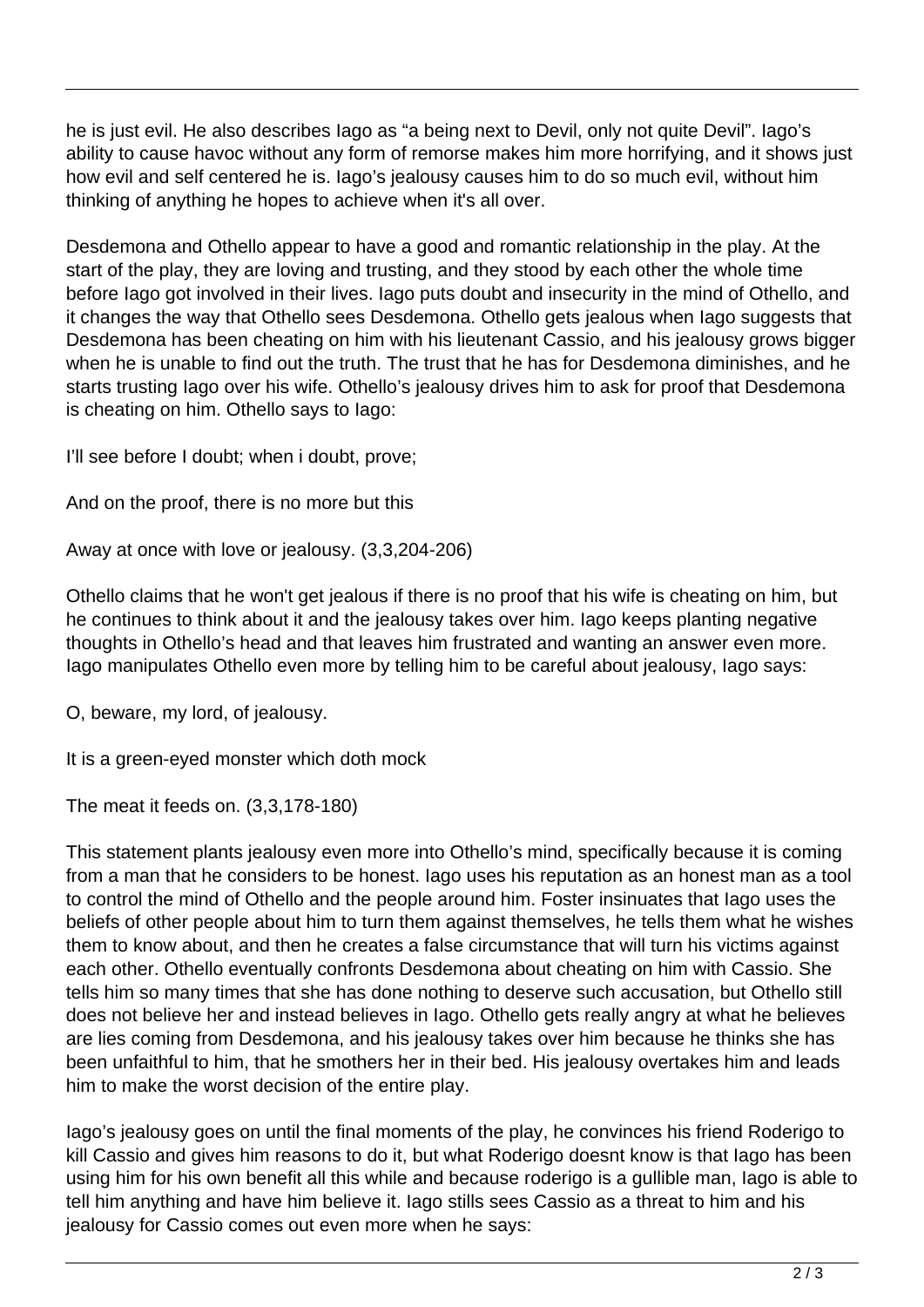he is just evil. He also describes Iago as “a being next to Devil, only not quite Devil”. Iago’s ability to cause havoc without any form of remorse makes him more horrifying, and it shows just how evil and self centered he is. Iago’s jealousy causes him to do so much evil, without him thinking of anything he hopes to achieve when it's all over.

Desdemona and Othello appear to have a good and romantic relationship in the play. At the start of the play, they are loving and trusting, and they stood by each other the whole time before Iago got involved in their lives. Iago puts doubt and insecurity in the mind of Othello, and it changes the way that Othello sees Desdemona. Othello gets jealous when Iago suggests that Desdemona has been cheating on him with his lieutenant Cassio, and his jealousy grows bigger when he is unable to find out the truth. The trust that he has for Desdemona diminishes, and he starts trusting Iago over his wife. Othello’s jealousy drives him to ask for proof that Desdemona is cheating on him. Othello says to Iago:

I’ll see before I doubt; when i doubt, prove;

And on the proof, there is no more but this

Away at once with love or jealousy. (3,3,204-206)

Othello claims that he won't get jealous if there is no proof that his wife is cheating on him, but he continues to think about it and the jealousy takes over him. Iago keeps planting negative thoughts in Othello’s head and that leaves him frustrated and wanting an answer even more. Iago manipulates Othello even more by telling him to be careful about jealousy, Iago says:

O, beware, my lord, of jealousy.

It is a green-eyed monster which doth mock

The meat it feeds on. (3,3,178-180)

This statement plants jealousy even more into Othello’s mind, specifically because it is coming from a man that he considers to be honest. Iago uses his reputation as an honest man as a tool to control the mind of Othello and the people around him. Foster insinuates that Iago uses the beliefs of other people about him to turn them against themselves, he tells them what he wishes them to know about, and then he creates a false circumstance that will turn his victims against each other. Othello eventually confronts Desdemona about cheating on him with Cassio. She tells him so many times that she has done nothing to deserve such accusation, but Othello still does not believe her and instead believes in Iago. Othello gets really angry at what he believes are lies coming from Desdemona, and his jealousy takes over him because he thinks she has been unfaithful to him, that he smothers her in their bed. His jealousy overtakes him and leads him to make the worst decision of the entire play.

Iago’s jealousy goes on until the final moments of the play, he convinces his friend Roderigo to kill Cassio and gives him reasons to do it, but what Roderigo doesnt know is that Iago has been using him for his own benefit all this while and because roderigo is a gullible man, Iago is able to tell him anything and have him believe it. Iago stills sees Cassio as a threat to him and his jealousy for Cassio comes out even more when he says: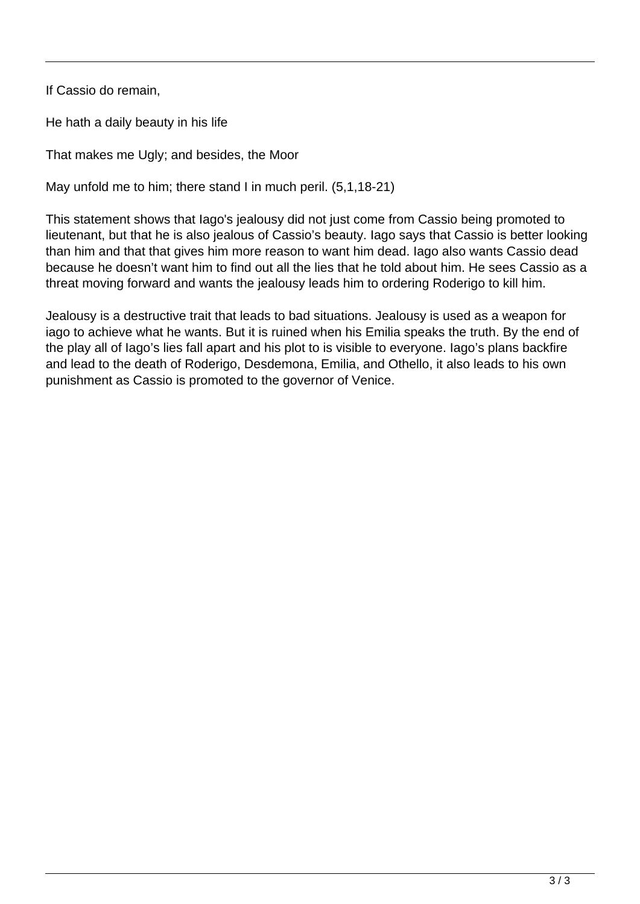If Cassio do remain,

He hath a daily beauty in his life

That makes me Ugly; and besides, the Moor

May unfold me to him; there stand I in much peril. (5,1,18-21)

This statement shows that Iago's jealousy did not just come from Cassio being promoted to lieutenant, but that he is also jealous of Cassio's beauty. Iago says that Cassio is better looking than him and that that gives him more reason to want him dead. Iago also wants Cassio dead because he doesn't want him to find out all the lies that he told about him. He sees Cassio as a threat moving forward and wants the jealousy leads him to ordering Roderigo to kill him.

Jealousy is a destructive trait that leads to bad situations. Jealousy is used as a weapon for iago to achieve what he wants. But it is ruined when his Emilia speaks the truth. By the end of the play all of Iago's lies fall apart and his plot to is visible to everyone. Iago's plans backfire and lead to the death of Roderigo, Desdemona, Emilia, and Othello, it also leads to his own punishment as Cassio is promoted to the governor of Venice.